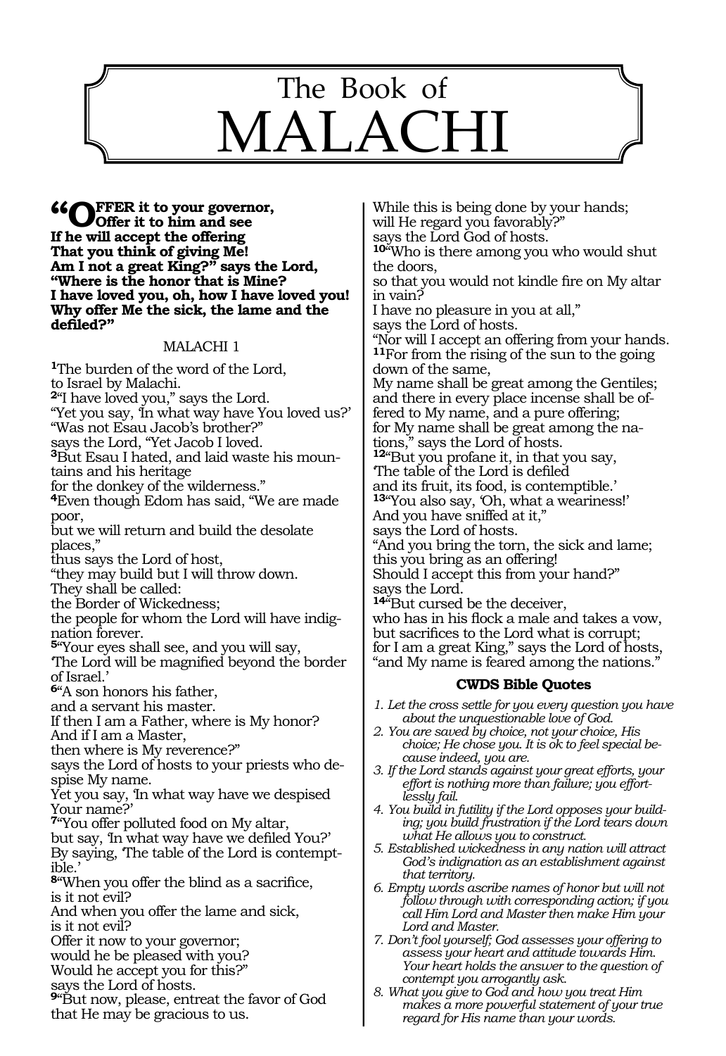# The Book of MALACHI

**"OFFER it to your governor,
Offer it to him and see
If he will accept the offering
That you think of giving Me!
Am I not a great King?" says the Lord,
"Where is the honor that is Mine?
I have loved you, oh, how I have loved you!
Why offer Me the sick, the lame and the defiled?"**

MALACHI 1

[1]The burden of the word of the Lord,
to Israel by Malachi.
[2]"I have loved you," says the Lord.
"Yet you say, 'In what way have You loved us?'
"Was not Esau Jacob's brother?"
says the Lord, "Yet Jacob I loved.
[3]But Esau I hated, and laid waste his mountains and his heritage
for the donkey of the wilderness."
[4]Even though Edom has said, "We are made poor,
but we will return and build the desolate places,"
thus says the Lord of host,
"they may build but I will throw down.
They shall be called:
the Border of Wickedness;
the people for whom the Lord will have indignation forever.
[5]"Your eyes shall see, and you will say,
'The Lord will be magnified beyond the border of Israel.'
[6]"A son honors his father,
and a servant his master.
If then I am a Father, where is My honor?
And if I am a Master,
then where is My reverence?"
says the Lord of hosts to your priests who despise My name.
Yet you say, 'In what way have we despised Your name?'
[7]"You offer polluted food on My altar,
but say, 'In what way have we defiled You?'
By saying, 'The table of the Lord is contemptible.'
[8]"When you offer the blind as a sacrifice,
is it not evil?
And when you offer the lame and sick,
is it not evil?
Offer it now to your governor;
would he be pleased with you?
Would he accept you for this?"
says the Lord of hosts.
[9]"But now, please, entreat the favor of God
that He may be gracious to us.
While this is being done by your hands;
will He regard you favorably?"
says the Lord God of hosts.
[10]"Who is there among you who would shut the doors,
so that you would not kindle fire on My altar in vain?
I have no pleasure in you at all,"
says the Lord of hosts.
"Nor will I accept an offering from your hands.
[11]For from the rising of the sun to the going down of the same,
My name shall be great among the Gentiles;
and there in every place incense shall be offered to My name, and a pure offering;
for My name shall be great among the nations," says the Lord of hosts.
[12]"But you profane it, in that you say,
'The table of the Lord is defiled
and its fruit, its food, is contemptible.'
[13]"You also say, 'Oh, what a weariness!'
And you have sniffed at it,"
says the Lord of hosts.
"And you bring the torn, the sick and lame;
this you bring as an offering!
Should I accept this from your hand?"
says the Lord.
[14]"But cursed be the deceiver,
who has in his flock a male and takes a vow,
but sacrifices to the Lord what is corrupt;
for I am a great King," says the Lord of hosts,
"and My name is feared among the nations."

### CWDS Bible Quotes

1. *Let the cross settle for you every question you have about the unquestionable love of God.*
2. *You are saved by choice, not your choice, His choice; He chose you. It is ok to feel special because indeed, you are.*
3. *If the Lord stands against your great efforts, your effort is nothing more than failure; you effortlessly fail.*
4. *You build in futility if the Lord opposes your building; you build frustration if the Lord tears down what He allows you to construct.*
5. *Established wickedness in any nation will attract God's indignation as an establishment against that territory.*
6. *Empty words ascribe names of honor but will not follow through with corresponding action; if you call Him Lord and Master then make Him your Lord and Master.*
7. *Don't fool yourself; God assesses your offering to assess your heart and attitude towards Him. Your heart holds the answer to the question of contempt you arrogantly ask.*
8. *What you give to God and how you treat Him makes a more powerful statement of your true regard for His name than your words.*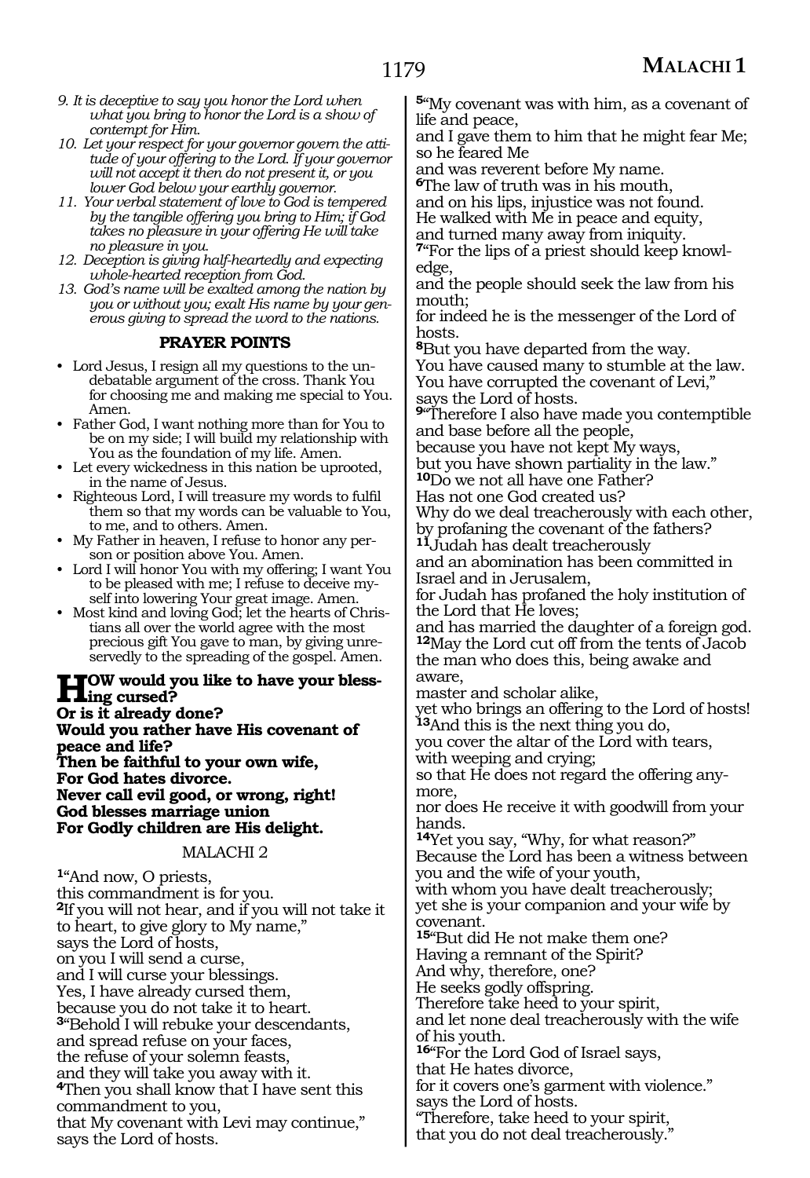*9. It is deceptive to say you honor the Lord when what you bring to honor the Lord is a show of contempt for Him.*

*10. Let your respect for your governor govern the attitude of your offering to the Lord. If your governor will not accept it then do not present it, or you lower God below your earthly governor.*

*11. Your verbal statement of love to God is tempered by the tangible offering you bring to Him; if God takes no pleasure in your offering He will take no pleasure in you.*

*12. Deception is giving half-heartedly and expecting whole-hearted reception from God.*

*13. God's name will be exalted among the nation by you or without you; exalt His name by your generous giving to spread the word to the nations.*

### PRAYER POINTS

- Lord Jesus, I resign all my questions to the undebatable argument of the cross. Thank You for choosing me and making me special to You. Amen.
- Father God, I want nothing more than for You to be on my side; I will build my relationship with You as the foundation of my life. Amen.
- Let every wickedness in this nation be uprooted, in the name of Jesus.
- Righteous Lord, I will treasure my words to fulfil them so that my words can be valuable to You, to me, and to others. Amen.
- My Father in heaven, I refuse to honor any person or position above You. Amen.
- Lord I will honor You with my offering; I want You to be pleased with me; I refuse to deceive myself into lowering Your great image. Amen.
- Most kind and loving God; let the hearts of Christians all over the world agree with the most precious gift You gave to man, by giving unreservedly to the spreading of the gospel. Amen.

**HOW would you like to have your blessing cursed?**
**Or is it already done?**
**Would you rather have His covenant of peace and life?**
**Then be faithful to your own wife,**
**For God hates divorce.**
**Never call evil good, or wrong, right!**
**God blesses marriage union**
**For Godly children are His delight.**

## MALACHI 2

[1]"And now, O priests,
this commandment is for you.
[2]If you will not hear, and if you will not take it to heart, to give glory to My name,"
says the Lord of hosts,
on you I will send a curse,
and I will curse your blessings.
Yes, I have already cursed them,
because you do not take it to heart.
[3]"Behold I will rebuke your descendants,
and spread refuse on your faces,
the refuse of your solemn feasts,
and they will take you away with it.
[4]Then you shall know that I have sent this commandment to you,
that My covenant with Levi may continue,"
says the Lord of hosts.
[5]"My covenant was with him, as a covenant of life and peace,
and I gave them to him that he might fear Me;
so he feared Me
and was reverent before My name.
[6]The law of truth was in his mouth,
and on his lips, injustice was not found.
He walked with Me in peace and equity,
and turned many away from iniquity.
[7]"For the lips of a priest should keep knowledge,
and the people should seek the law from his mouth;
for indeed he is the messenger of the Lord of hosts.
[8]But you have departed from the way.
You have caused many to stumble at the law.
You have corrupted the covenant of Levi,"
says the Lord of hosts.
[9]"Therefore I also have made you contemptible
and base before all the people,
because you have not kept My ways,
but you have shown partiality in the law."
[10]Do we not all have one Father?
Has not one God created us?
Why do we deal treacherously with each other,
by profaning the covenant of the fathers?
[11]Judah has dealt treacherously
and an abomination has been committed in Israel and in Jerusalem,
for Judah has profaned the holy institution of the Lord that He loves;
and has married the daughter of a foreign god.
[12]May the Lord cut off from the tents of Jacob
the man who does this, being awake and aware,
master and scholar alike,
yet who brings an offering to the Lord of hosts!
[13]And this is the next thing you do,
you cover the altar of the Lord with tears,
with weeping and crying;
so that He does not regard the offering anymore,
nor does He receive it with goodwill from your hands.
[14]Yet you say, "Why, for what reason?"
Because the Lord has been a witness between you and the wife of your youth,
with whom you have dealt treacherously;
yet she is your companion and your wife by covenant.
[15]"But did He not make them one?
Having a remnant of the Spirit?
And why, therefore, one?
He seeks godly offspring.
Therefore take heed to your spirit,
and let none deal treacherously with the wife of his youth.
[16]"For the Lord God of Israel says,
that He hates divorce,
for it covers one's garment with violence."
says the Lord of hosts.
"Therefore, take heed to your spirit,
that you do not deal treacherously."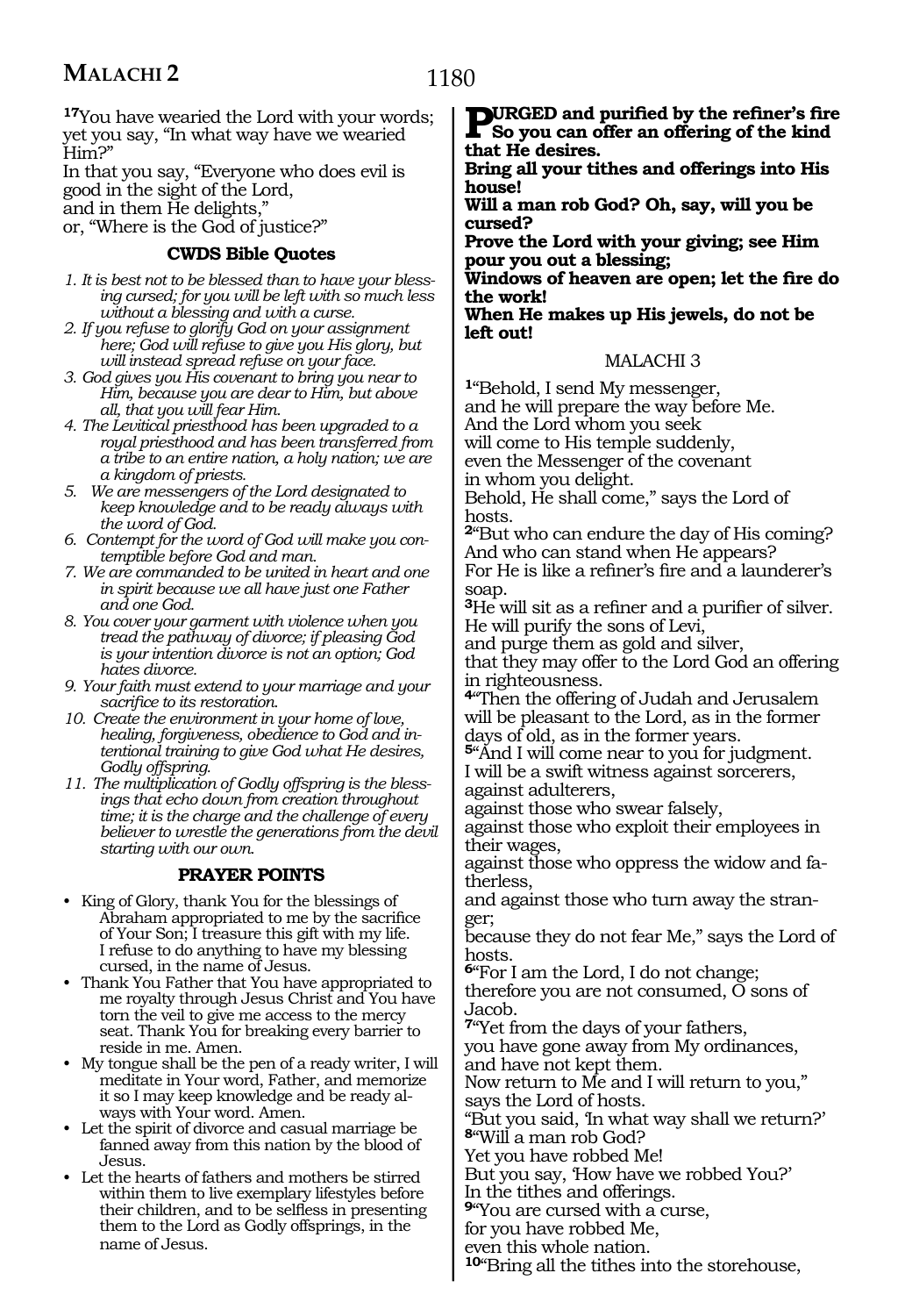[17]You have wearied the Lord with your words; yet you say, "In what way have we wearied Him?"
In that you say, "Everyone who does evil is good in the sight of the Lord,
and in them He delights,"
or, "Where is the God of justice?"

### CWDS Bible Quotes

1. *It is best not to be blessed than to have your blessing cursed; for you will be left with so much less without a blessing and with a curse.*
2. *If you refuse to glorify God on your assignment here; God will refuse to give you His glory, but will instead spread refuse on your face.*
3. *God gives you His covenant to bring you near to Him, because you are dear to Him, but above all, that you will fear Him.*
4. *The Levitical priesthood has been upgraded to a royal priesthood and has been transferred from a tribe to an entire nation, a holy nation; we are a kingdom of priests.*
5. *We are messengers of the Lord designated to keep knowledge and to be ready always with the word of God.*
6. *Contempt for the word of God will make you contemptible before God and man.*
7. *We are commanded to be united in heart and one in spirit because we all have just one Father and one God.*
8. *You cover your garment with violence when you tread the pathway of divorce; if pleasing God is your intention divorce is not an option; God hates divorce.*
9. *Your faith must extend to your marriage and your sacrifice to its restoration.*
10. *Create the environment in your home of love, healing, forgiveness, obedience to God and intentional training to give God what He desires, Godly offspring.*
11. *The multiplication of Godly offspring is the blessings that echo down from creation throughout time; it is the charge and the challenge of every believer to wrestle the generations from the devil starting with our own.*

### PRAYER POINTS

- King of Glory, thank You for the blessings of Abraham appropriated to me by the sacrifice of Your Son; I treasure this gift with my life. I refuse to do anything to have my blessing cursed, in the name of Jesus.
- Thank You Father that You have appropriated to me royalty through Jesus Christ and You have torn the veil to give me access to the mercy seat. Thank You for breaking every barrier to reside in me. Amen.
- My tongue shall be the pen of a ready writer, I will meditate in Your word, Father, and memorize it so I may keep knowledge and be ready always with Your word. Amen.
- Let the spirit of divorce and casual marriage be fanned away from this nation by the blood of Jesus.
- Let the hearts of fathers and mothers be stirred within them to live exemplary lifestyles before their children, and to be selfless in presenting them to the Lord as Godly offsprings, in the name of Jesus.

**PURGED and purified by the refiner's fire**
**So you can offer an offering of the kind that He desires.**
**Bring all your tithes and offerings into His house!**
**Will a man rob God? Oh, say, will you be cursed?**
**Prove the Lord with your giving; see Him pour you out a blessing;**
**Windows of heaven are open; let the fire do the work!**
**When He makes up His jewels, do not be left out!**

## MALACHI 3

[1]"Behold, I send My messenger,
and he will prepare the way before Me.
And the Lord whom you seek
will come to His temple suddenly,
even the Messenger of the covenant
in whom you delight.
Behold, He shall come," says the Lord of hosts.
[2]"But who can endure the day of His coming?
And who can stand when He appears?
For He is like a refiner's fire and a launderer's soap.
[3]He will sit as a refiner and a purifier of silver.
He will purify the sons of Levi,
and purge them as gold and silver,
that they may offer to the Lord God an offering in righteousness.
[4]"Then the offering of Judah and Jerusalem
will be pleasant to the Lord, as in the former days of old, as in the former years.
[5]"And I will come near to you for judgment.
I will be a swift witness against sorcerers,
against adulterers,
against those who swear falsely,
against those who exploit their employees in their wages,
against those who oppress the widow and fatherless,
and against those who turn away the stranger;
because they do not fear Me," says the Lord of hosts.
[6]"For I am the Lord, I do not change;
therefore you are not consumed, O sons of Jacob.
[7]"Yet from the days of your fathers,
you have gone away from My ordinances,
and have not kept them.
Now return to Me and I will return to you," says the Lord of hosts.
"But you said, 'In what way shall we return?'
[8]"Will a man rob God?
Yet you have robbed Me!
But you say, 'How have we robbed You?'
In the tithes and offerings.
[9]"You are cursed with a curse,
for you have robbed Me,
even this whole nation.
[10]"Bring all the tithes into the storehouse,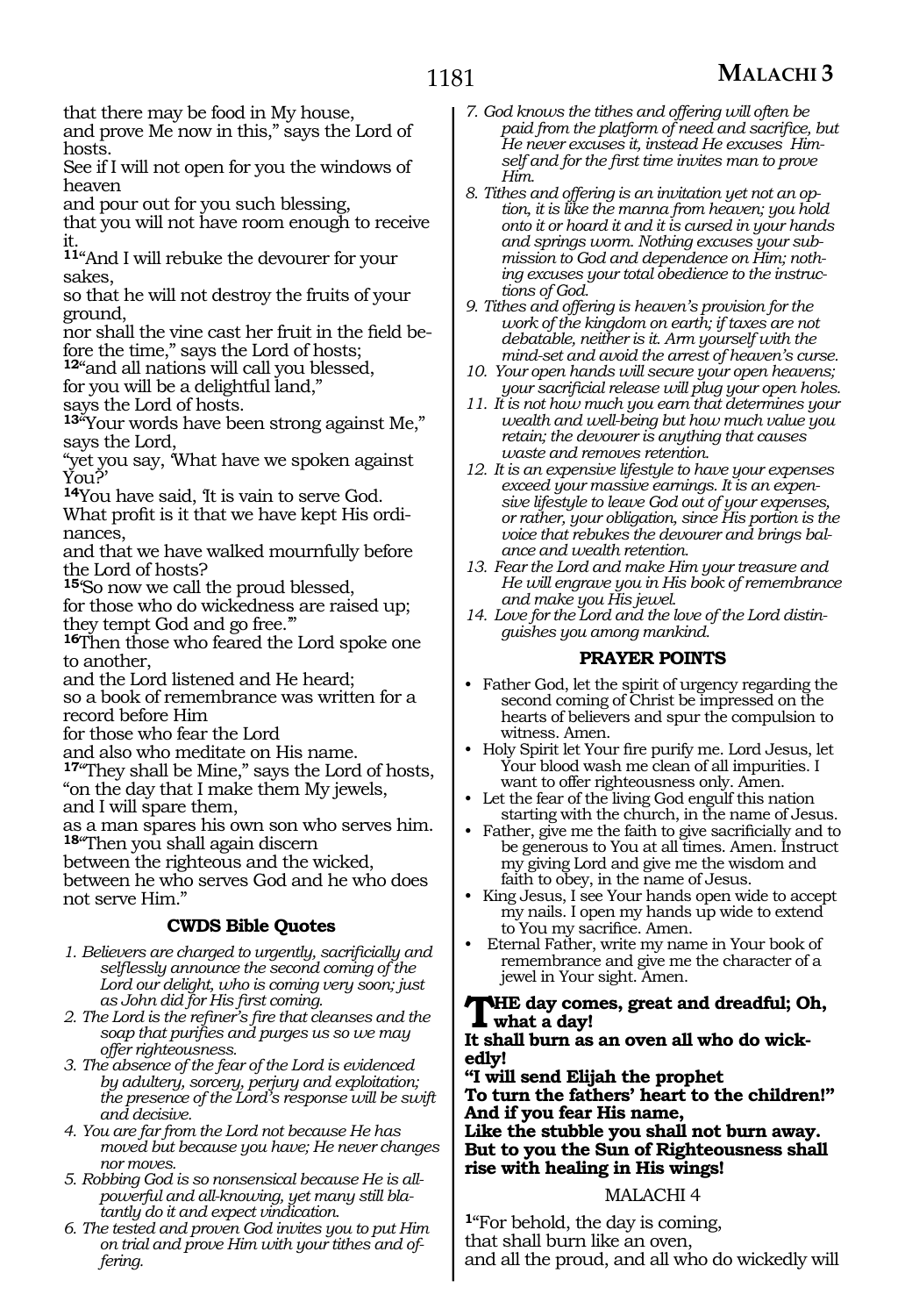that there may be food in My house,
and prove Me now in this," says the Lord of hosts.
See if I will not open for you the windows of heaven
and pour out for you such blessing,
that you will not have room enough to receive it.
**11**"And I will rebuke the devourer for your sakes,
so that he will not destroy the fruits of your ground,
nor shall the vine cast her fruit in the field before the time," says the Lord of hosts;
**12**"and all nations will call you blessed,
for you will be a delightful land,"
says the Lord of hosts.
**13**"Your words have been strong against Me,"
says the Lord,
"yet you say, 'What have we spoken against You?'
**14**You have said, 'It is vain to serve God.
What profit is it that we have kept His ordinances,
and that we have walked mournfully before the Lord of hosts?
**15**'So now we call the proud blessed,
for those who do wickedness are raised up;
they tempt God and go free.'"
**16**Then those who feared the Lord spoke one to another,
and the Lord listened and He heard;
so a book of remembrance was written for a record before Him
for those who fear the Lord
and also who meditate on His name.
**17**"They shall be Mine," says the Lord of hosts,
"on the day that I make them My jewels,
and I will spare them,
as a man spares his own son who serves him.
**18**"Then you shall again discern
between the righteous and the wicked,
between he who serves God and he who does not serve Him."

### CWDS Bible Quotes

1. *Believers are charged to urgently, sacrificially and selflessly announce the second coming of the Lord our delight, who is coming very soon; just as John did for His first coming.*
2. *The Lord is the refiner's fire that cleanses and the soap that purifies and purges us so we may offer righteousness.*
3. *The absence of the fear of the Lord is evidenced by adultery, sorcery, perjury and exploitation; the presence of the Lord's response will be swift and decisive.*
4. *You are far from the Lord not because He has moved but because you have; He never changes nor moves.*
5. *Robbing God is so nonsensical because He is all-powerful and all-knowing, yet many still blatantly do it and expect vindication.*
6. *The tested and proven God invites you to put Him on trial and prove Him with your tithes and offering.*
7. *God knows the tithes and offering will often be paid from the platform of need and sacrifice, but He never excuses it, instead He excuses Himself and for the first time invites man to prove Him.*
8. *Tithes and offering is an invitation yet not an option, it is like the manna from heaven; you hold onto it or hoard it and it is cursed in your hands and springs worm. Nothing excuses your submission to God and dependence on Him; nothing excuses your total obedience to the instructions of God.*
9. *Tithes and offering is heaven's provision for the work of the kingdom on earth; if taxes are not debatable, neither is it. Arm yourself with the mind-set and avoid the arrest of heaven's curse.*
10. *Your open hands will secure your open heavens; your sacrificial release will plug your open holes.*
11. *It is not how much you earn that determines your wealth and well-being but how much value you retain; the devourer is anything that causes waste and removes retention.*
12. *It is an expensive lifestyle to have your expenses exceed your massive earnings. It is an expensive lifestyle to leave God out of your expenses, or rather, your obligation, since His portion is the voice that rebukes the devourer and brings balance and wealth retention.*
13. *Fear the Lord and make Him your treasure and He will engrave you in His book of remembrance and make you His jewel.*
14. *Love for the Lord and the love of the Lord distinguishes you among mankind.*

### PRAYER POINTS

- Father God, let the spirit of urgency regarding the second coming of Christ be impressed on the hearts of believers and spur the compulsion to witness. Amen.
- Holy Spirit let Your fire purify me. Lord Jesus, let Your blood wash me clean of all impurities. I want to offer righteousness only. Amen.
- Let the fear of the living God engulf this nation starting with the church, in the name of Jesus.
- Father, give me the faith to give sacrificially and to be generous to You at all times. Amen. Instruct my giving Lord and give me the wisdom and faith to obey, in the name of Jesus.
- King Jesus, I see Your hands open wide to accept my nails. I open my hands up wide to extend to You my sacrifice. Amen.
- Eternal Father, write my name in Your book of remembrance and give me the character of a jewel in Your sight. Amen.

**THE day comes, great and dreadful; Oh, what a day!**
**It shall burn as an oven all who do wickedly!**
**"I will send Elijah the prophet**
**To turn the fathers' heart to the children!"**
**And if you fear His name,**
**Like the stubble you shall not burn away.**
**But to you the Sun of Righteousness shall rise with healing in His wings!**

MALACHI 4

**1**"For behold, the day is coming,
that shall burn like an oven,
and all the proud, and all who do wickedly will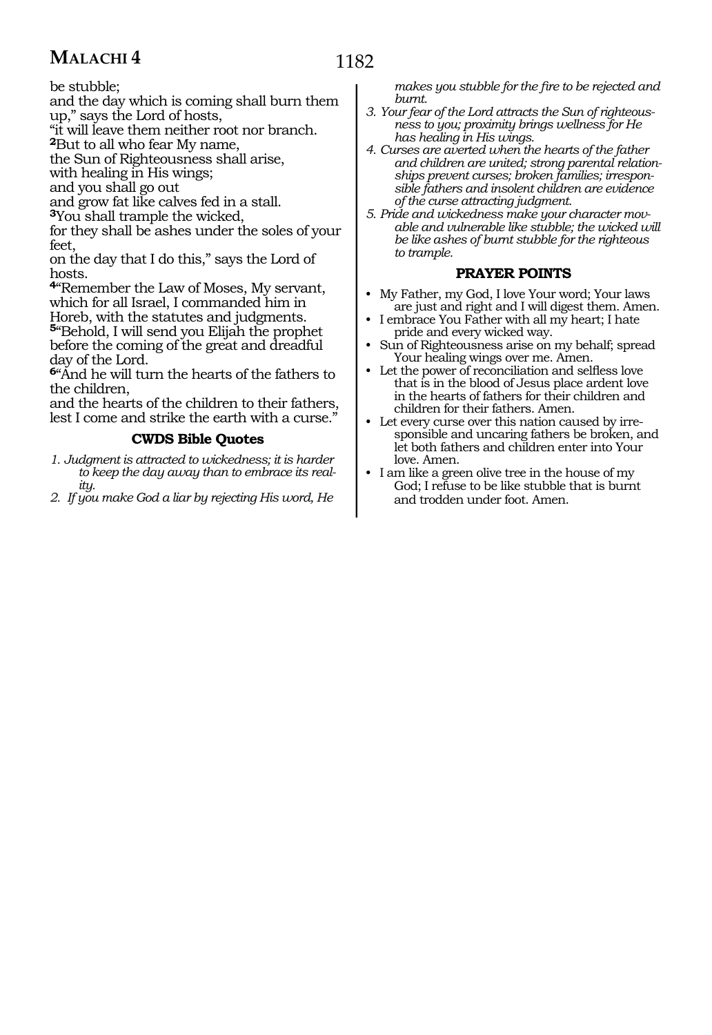be stubble;
and the day which is coming shall burn them up," says the Lord of hosts,
"it will leave them neither root nor branch.
**2**But to all who fear My name,
the Sun of Righteousness shall arise,
with healing in His wings;
and you shall go out
and grow fat like calves fed in a stall.
**3**You shall trample the wicked,
for they shall be ashes under the soles of your feet,
on the day that I do this," says the Lord of hosts.
**4**"Remember the Law of Moses, My servant, which for all Israel, I commanded him in Horeb, with the statutes and judgments.
**5**"Behold, I will send you Elijah the prophet before the coming of the great and dreadful day of the Lord.
**6**"And he will turn the hearts of the fathers to the children,
and the hearts of the children to their fathers,
lest I come and strike the earth with a curse."

### CWDS Bible Quotes

1. *Judgment is attracted to wickedness; it is harder to keep the day away than to embrace its reality.*
2. *If you make God a liar by rejecting His word, He makes you stubble for the fire to be rejected and burnt.*
3. *Your fear of the Lord attracts the Sun of righteousness to you; proximity brings wellness for He has healing in His wings.*
4. *Curses are averted when the hearts of the father and children are united; strong parental relationships prevent curses; broken families; irresponsible fathers and insolent children are evidence of the curse attracting judgment.*
5. *Pride and wickedness make your character movable and vulnerable like stubble; the wicked will be like ashes of burnt stubble for the righteous to trample.*

### PRAYER POINTS

- My Father, my God, I love Your word; Your laws are just and right and I will digest them. Amen.
- I embrace You Father with all my heart; I hate pride and every wicked way.
- Sun of Righteousness arise on my behalf; spread Your healing wings over me. Amen.
- Let the power of reconciliation and selfless love that is in the blood of Jesus place ardent love in the hearts of fathers for their children and children for their fathers. Amen.
- Let every curse over this nation caused by irresponsible and uncaring fathers be broken, and let both fathers and children enter into Your love. Amen.
- I am like a green olive tree in the house of my God; I refuse to be like stubble that is burnt and trodden under foot. Amen.